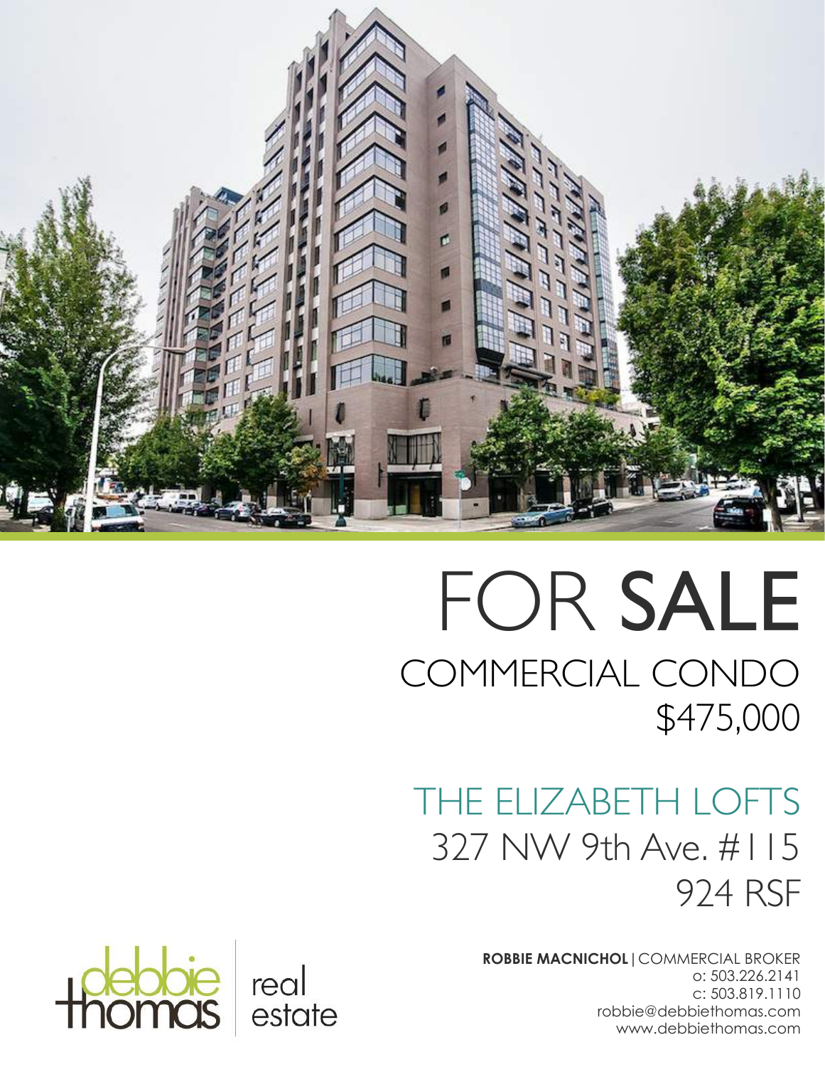# FOR SALE

## COMMERCIAL CONDO

## $475,000

## THE ELIZABETH LOFTS

327 NW 9th Ave. #115

924 RSF

debbie thomas real estate

**ROBBIE MACNICHOL** | COMMERCIAL BROKER
o: 503.226.2141
c: 503.819.1110
robbie@debbiethomas.com
www.debbiethomas.com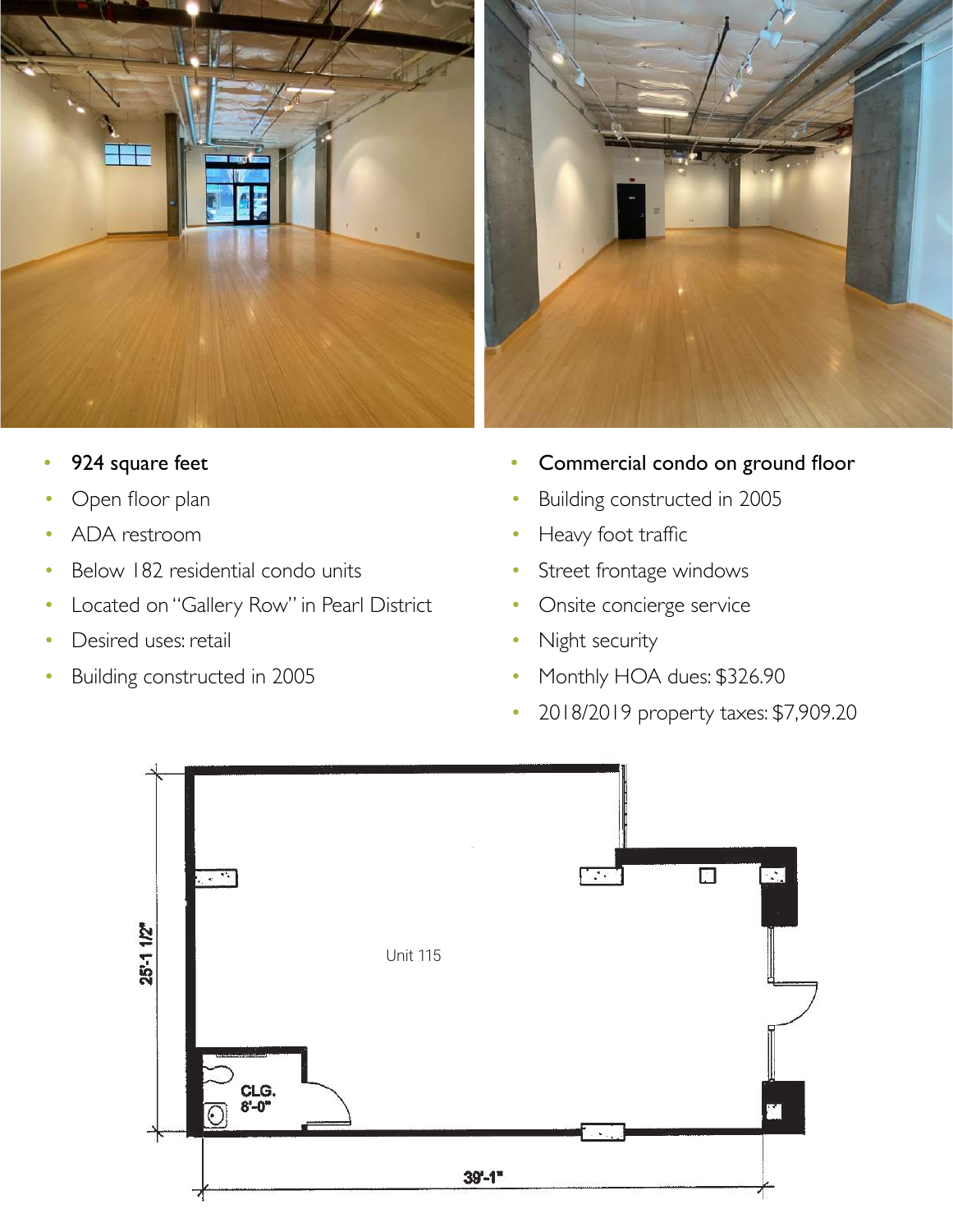- 924 square feet
- Open floor plan
- ADA restroom
- Below 182 residential condo units
- Located on "Gallery Row" in Pearl District
- Desired uses: retail
- Building constructed in 2005

- Commercial condo on ground floor
- Building constructed in 2005
- Heavy foot traffic
- Street frontage windows
- Onsite concierge service
- Night security
- Monthly HOA dues: $326.90
- 2018/2019 property taxes: $7,909.20

Unit 115

25'-1 1/2"

39'-1"

CLG. 8'-0"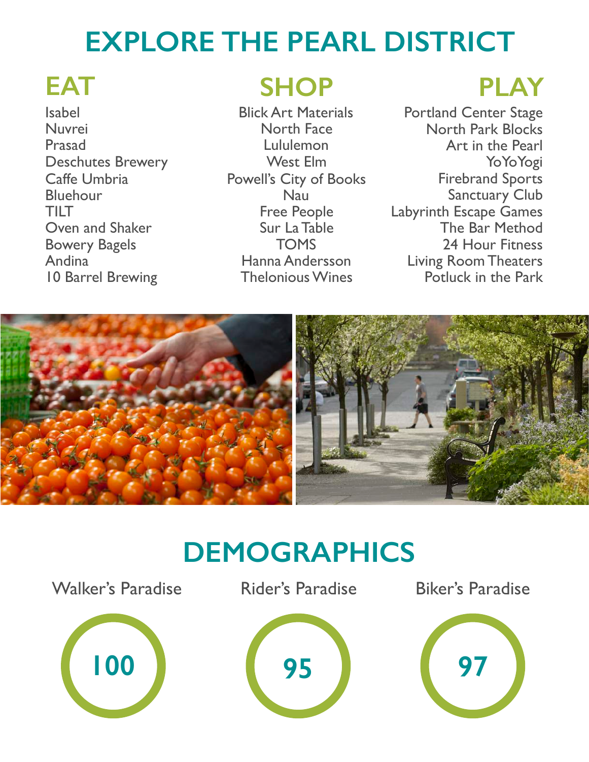# EXPLORE THE PEARL DISTRICT

## EAT

- Isabel
- Nuvrei
- Prasad
- Deschutes Brewery
- Caffe Umbria
- Bluehour
- TILT
- Oven and Shaker
- Bowery Bagels
- Andina
- 10 Barrel Brewing

## SHOP

- Blick Art Materials
- North Face
- Lululemon
- West Elm
- Powell's City of Books
- Nau
- Free People
- Sur La Table
- TOMS
- Hanna Andersson
- Thelonious Wines

## PLAY

- Portland Center Stage
- North Park Blocks
- Art in the Pearl
- YoYoYogi
- Firebrand Sports
- Sanctuary Club
- Labyrinth Escape Games
- The Bar Method
- 24 Hour Fitness
- Living Room Theaters
- Potluck in the Park

# DEMOGRAPHICS

| Walker's Paradise | Rider's Paradise | Biker's Paradise |
|---|---|---|
| 100 | 95 | 97 |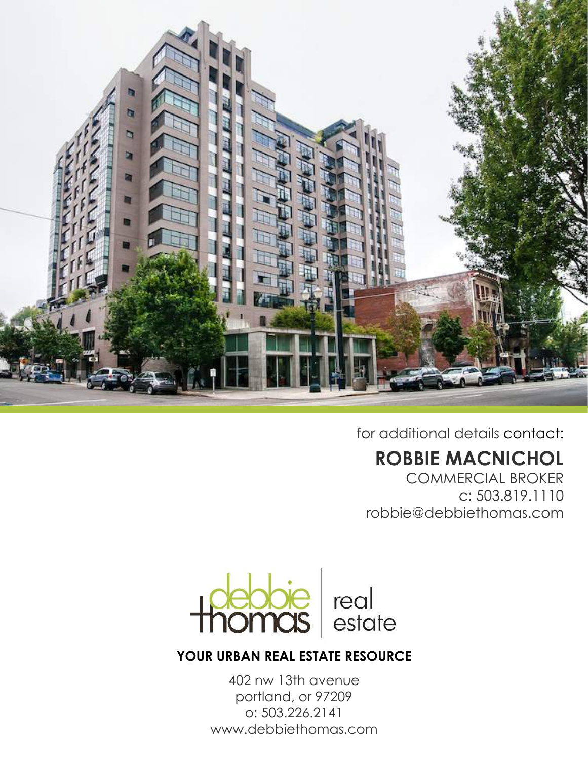for additional details contact:

**ROBBIE MACNICHOL**

COMMERCIAL BROKER
c: 503.819.1110
robbie@debbiethomas.com

debbie thomas | real estate

**YOUR URBAN REAL ESTATE RESOURCE**

402 nw 13th avenue
portland, or 97209
o: 503.226.2141
www.debbiethomas.com